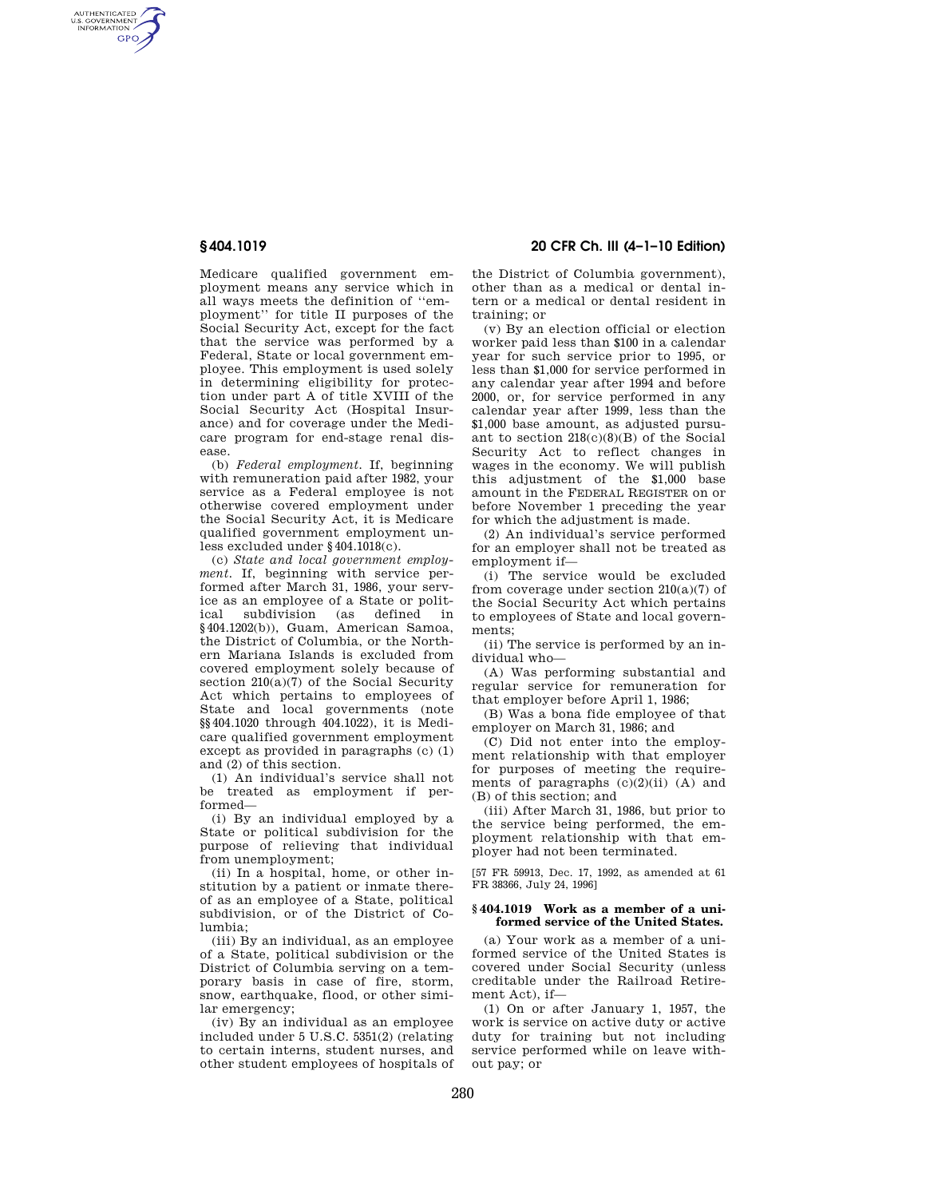Medicare qualified government employment means any service which in all ways meets the definition of "employment" for title II purposes of the Social Security Act, except for the fact that the service was performed by a Federal, State or local government employee. This employment is used solely in determining eligibility for protection under part A of title XVIII of the Social Security Act (Hospital Insurance) and for coverage under the Medicare program for end-stage renal disease.

(b) *Federal employment.* If, beginning with remuneration paid after 1982, your service as a Federal employee is not otherwise covered employment under the Social Security Act, it is Medicare qualified government employment unless excluded under §404.1018(c).

(c) *State and local government employment.* If, beginning with service performed after March 31, 1986, your service as an employee of a State or political subdivision (as defined in §404.1202(b)), Guam, American Samoa, the District of Columbia, or the Northern Mariana Islands is excluded from covered employment solely because of section 210(a)(7) of the Social Security Act which pertains to employees of State and local governments (note §§404.1020 through 404.1022), it is Medicare qualified government employment except as provided in paragraphs (c) (1) and (2) of this section.

(1) An individual's service shall not be treated as employment if performed—

(i) By an individual employed by a State or political subdivision for the purpose of relieving that individual from unemployment;

(ii) In a hospital, home, or other institution by a patient or inmate thereof as an employee of a State, political subdivision, or of the District of Columbia;

(iii) By an individual, as an employee of a State, political subdivision or the District of Columbia serving on a temporary basis in case of fire, storm, snow, earthquake, flood, or other similar emergency;

(iv) By an individual as an employee included under 5 U.S.C. 5351(2) (relating to certain interns, student nurses, and other student employees of hospitals of the District of Columbia government), other than as a medical or dental intern or a medical or dental resident in training; or

(v) By an election official or election worker paid less than $100 in a calendar year for such service prior to 1995, or less than $1,000 for service performed in any calendar year after 1994 and before 2000, or, for service performed in any calendar year after 1999, less than the $1,000 base amount, as adjusted pursuant to section 218(c)(8)(B) of the Social Security Act to reflect changes in wages in the economy. We will publish this adjustment of the $1,000 base amount in the FEDERAL REGISTER on or before November 1 preceding the year for which the adjustment is made.

(2) An individual's service performed for an employer shall not be treated as employment if—

(i) The service would be excluded from coverage under section 210(a)(7) of the Social Security Act which pertains to employees of State and local governments;

(ii) The service is performed by an individual who—

(A) Was performing substantial and regular service for remuneration for that employer before April 1, 1986;

(B) Was a bona fide employee of that employer on March 31, 1986; and

(C) Did not enter into the employment relationship with that employer for purposes of meeting the requirements of paragraphs (c)(2)(ii) (A) and (B) of this section; and

(iii) After March 31, 1986, but prior to the service being performed, the employment relationship with that employer had not been terminated.

[57 FR 59913, Dec. 17, 1992, as amended at 61 FR 38366, July 24, 1996]

### §404.1019 Work as a member of a uniformed service of the United States.

(a) Your work as a member of a uniformed service of the United States is covered under Social Security (unless creditable under the Railroad Retirement Act), if—

(1) On or after January 1, 1957, the work is service on active duty or active duty for training but not including service performed while on leave without pay; or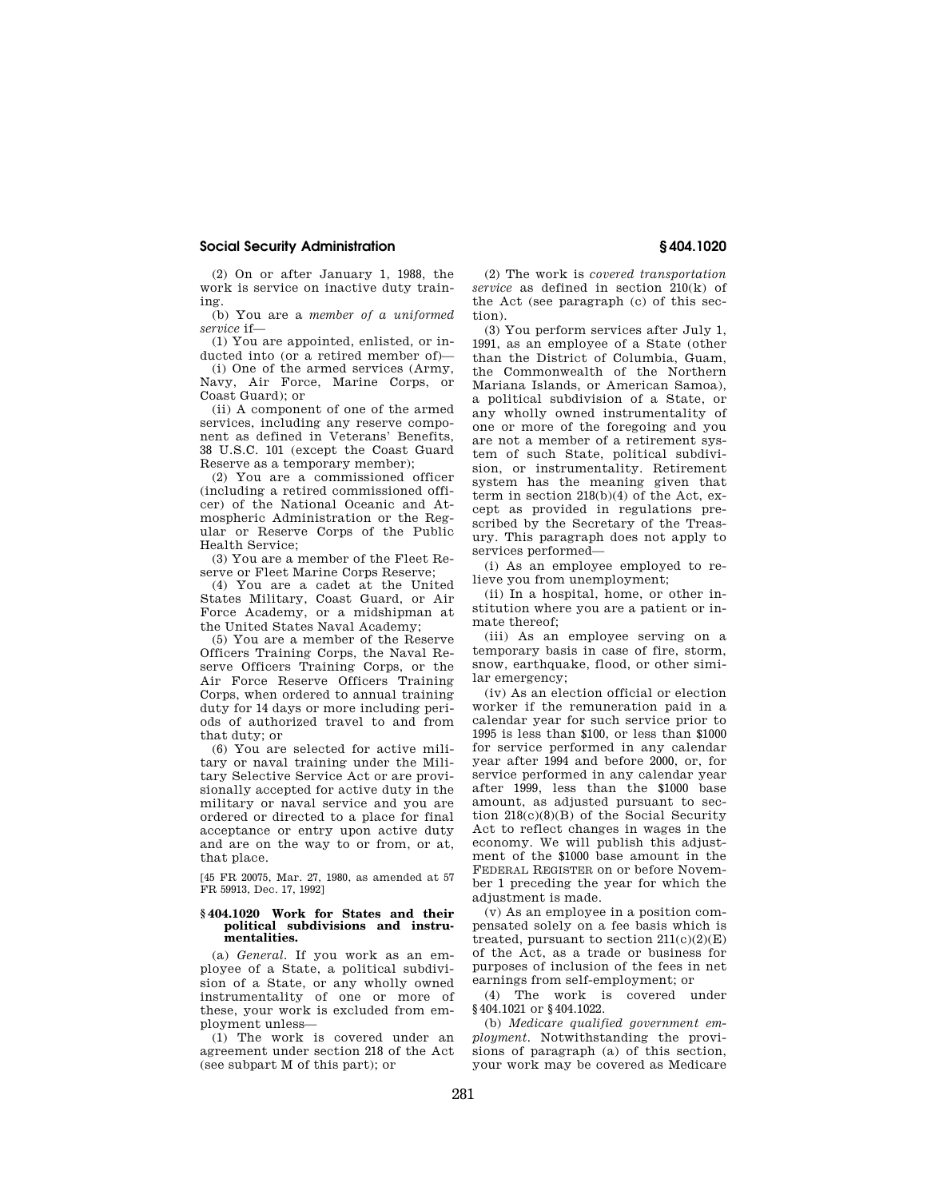(2) On or after January 1, 1988, the work is service on inactive duty training.

(b) You are a *member of a uniformed service* if—

(1) You are appointed, enlisted, or inducted into (or a retired member of)—

(i) One of the armed services (Army, Navy, Air Force, Marine Corps, or Coast Guard); or

(ii) A component of one of the armed services, including any reserve component as defined in Veterans' Benefits, 38 U.S.C. 101 (except the Coast Guard Reserve as a temporary member);

(2) You are a commissioned officer (including a retired commissioned officer) of the National Oceanic and Atmospheric Administration or the Regular or Reserve Corps of the Public Health Service;

(3) You are a member of the Fleet Reserve or Fleet Marine Corps Reserve;

(4) You are a cadet at the United States Military, Coast Guard, or Air Force Academy, or a midshipman at the United States Naval Academy;

(5) You are a member of the Reserve Officers Training Corps, the Naval Reserve Officers Training Corps, or the Air Force Reserve Officers Training Corps, when ordered to annual training duty for 14 days or more including periods of authorized travel to and from that duty; or

(6) You are selected for active military or naval training under the Military Selective Service Act or are provisionally accepted for active duty in the military or naval service and you are ordered or directed to a place for final acceptance or entry upon active duty and are on the way to or from, or at, that place.

[45 FR 20075, Mar. 27, 1980, as amended at 57 FR 59913, Dec. 17, 1992]

### § 404.1020 Work for States and their political subdivisions and instrumentalities.

(a) *General.* If you work as an employee of a State, a political subdivision of a State, or any wholly owned instrumentality of one or more of these, your work is excluded from employment unless—

(1) The work is covered under an agreement under section 218 of the Act (see subpart M of this part); or

(2) The work is *covered transportation service* as defined in section 210(k) of the Act (see paragraph (c) of this section).

(3) You perform services after July 1, 1991, as an employee of a State (other than the District of Columbia, Guam, the Commonwealth of the Northern Mariana Islands, or American Samoa), a political subdivision of a State, or any wholly owned instrumentality of one or more of the foregoing and you are not a member of a retirement system of such State, political subdivision, or instrumentality. Retirement system has the meaning given that term in section 218(b)(4) of the Act, except as provided in regulations prescribed by the Secretary of the Treasury. This paragraph does not apply to services performed—

(i) As an employee employed to relieve you from unemployment;

(ii) In a hospital, home, or other institution where you are a patient or inmate thereof;

(iii) As an employee serving on a temporary basis in case of fire, storm, snow, earthquake, flood, or other similar emergency;

(iv) As an election official or election worker if the remuneration paid in a calendar year for such service prior to 1995 is less than $100, or less than $1000 for service performed in any calendar year after 1994 and before 2000, or, for service performed in any calendar year after 1999, less than the $1000 base amount, as adjusted pursuant to section 218(c)(8)(B) of the Social Security Act to reflect changes in wages in the economy. We will publish this adjustment of the $1000 base amount in the FEDERAL REGISTER on or before November 1 preceding the year for which the adjustment is made.

(v) As an employee in a position compensated solely on a fee basis which is treated, pursuant to section 211(c)(2)(E) of the Act, as a trade or business for purposes of inclusion of the fees in net earnings from self-employment; or

(4) The work is covered under § 404.1021 or § 404.1022.

(b) *Medicare qualified government employment.* Notwithstanding the provisions of paragraph (a) of this section, your work may be covered as Medicare